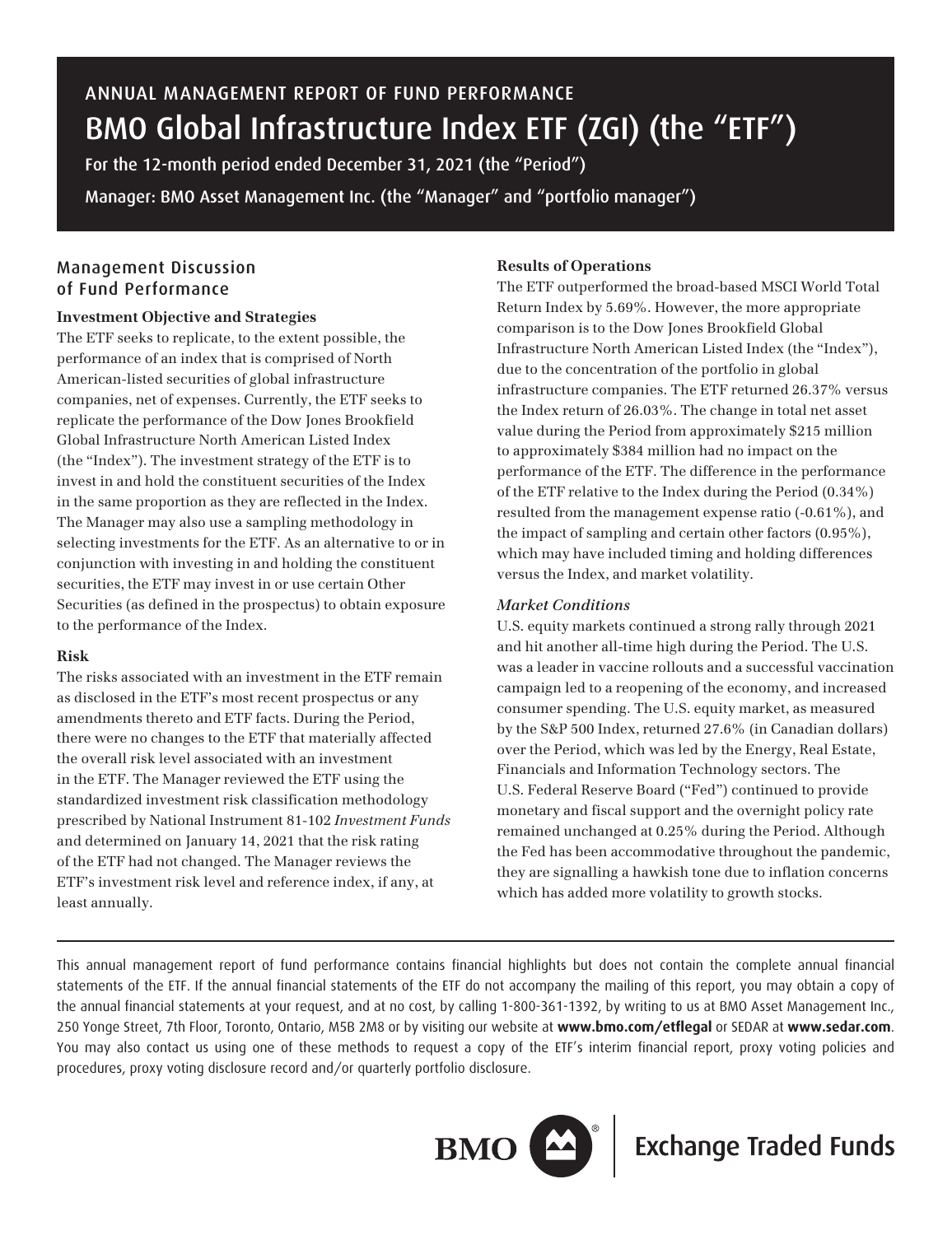# ANNUAL MANAGEMENT REPORT OF FUND PERFORMANCE

# BMO Global Infrastructure Index ETF (ZGI) (the "ETF")

For the 12-month period ended December 31, 2021 (the "Period")

Manager: BMO Asset Management Inc. (the "Manager" and "portfolio manager")

## Management Discussion of Fund Performance

### Investment Objective and Strategies

The ETF seeks to replicate, to the extent possible, the performance of an index that is comprised of North American-listed securities of global infrastructure companies, net of expenses. Currently, the ETF seeks to replicate the performance of the Dow Jones Brookfield Global Infrastructure North American Listed Index (the "Index"). The investment strategy of the ETF is to invest in and hold the constituent securities of the Index in the same proportion as they are reflected in the Index. The Manager may also use a sampling methodology in selecting investments for the ETF. As an alternative to or in conjunction with investing in and holding the constituent securities, the ETF may invest in or use certain Other Securities (as defined in the prospectus) to obtain exposure to the performance of the Index.

### Risk

The risks associated with an investment in the ETF remain as disclosed in the ETF's most recent prospectus or any amendments thereto and ETF facts. During the Period, there were no changes to the ETF that materially affected the overall risk level associated with an investment in the ETF. The Manager reviewed the ETF using the standardized investment risk classification methodology prescribed by National Instrument 81-102 *Investment Funds* and determined on January 14, 2021 that the risk rating of the ETF had not changed. The Manager reviews the ETF's investment risk level and reference index, if any, at least annually.

### Results of Operations

The ETF outperformed the broad-based MSCI World Total Return Index by 5.69%. However, the more appropriate comparison is to the Dow Jones Brookfield Global Infrastructure North American Listed Index (the "Index"), due to the concentration of the portfolio in global infrastructure companies. The ETF returned 26.37% versus the Index return of 26.03%. The change in total net asset value during the Period from approximately $215 million to approximately $384 million had no impact on the performance of the ETF. The difference in the performance of the ETF relative to the Index during the Period (0.34%) resulted from the management expense ratio (-0.61%), and the impact of sampling and certain other factors (0.95%), which may have included timing and holding differences versus the Index, and market volatility.

#### *Market Conditions*

U.S. equity markets continued a strong rally through 2021 and hit another all-time high during the Period. The U.S. was a leader in vaccine rollouts and a successful vaccination campaign led to a reopening of the economy, and increased consumer spending. The U.S. equity market, as measured by the S&P 500 Index, returned 27.6% (in Canadian dollars) over the Period, which was led by the Energy, Real Estate, Financials and Information Technology sectors. The U.S. Federal Reserve Board ("Fed") continued to provide monetary and fiscal support and the overnight policy rate remained unchanged at 0.25% during the Period. Although the Fed has been accommodative throughout the pandemic, they are signalling a hawkish tone due to inflation concerns which has added more volatility to growth stocks.

---

This annual management report of fund performance contains financial highlights but does not contain the complete annual financial statements of the ETF. If the annual financial statements of the ETF do not accompany the mailing of this report, you may obtain a copy of the annual financial statements at your request, and at no cost, by calling 1-800-361-1392, by writing to us at BMO Asset Management Inc., 250 Yonge Street, 7th Floor, Toronto, Ontario, M5B 2M8 or by visiting our website at **www.bmo.com/etflegal** or SEDAR at **www.sedar.com**. You may also contact us using one of these methods to request a copy of the ETF's interim financial report, proxy voting policies and procedures, proxy voting disclosure record and/or quarterly portfolio disclosure.

BMO | Exchange Traded Funds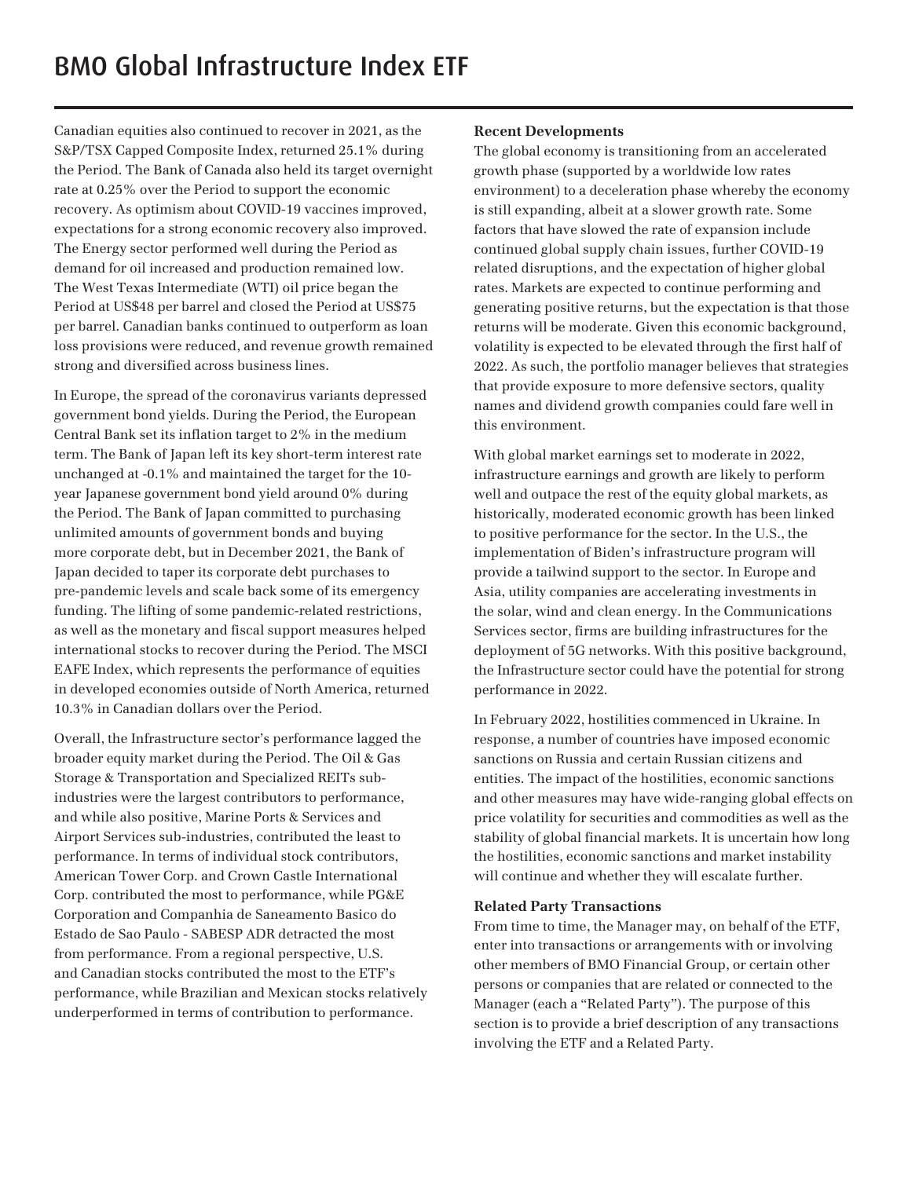Canadian equities also continued to recover in 2021, as the S&P/TSX Capped Composite Index, returned 25.1% during the Period. The Bank of Canada also held its target overnight rate at 0.25% over the Period to support the economic recovery. As optimism about COVID-19 vaccines improved, expectations for a strong economic recovery also improved. The Energy sector performed well during the Period as demand for oil increased and production remained low. The West Texas Intermediate (WTI) oil price began the Period at US$48 per barrel and closed the Period at US$75 per barrel. Canadian banks continued to outperform as loan loss provisions were reduced, and revenue growth remained strong and diversified across business lines.

In Europe, the spread of the coronavirus variants depressed government bond yields. During the Period, the European Central Bank set its inflation target to 2% in the medium term. The Bank of Japan left its key short-term interest rate unchanged at -0.1% and maintained the target for the 10-year Japanese government bond yield around 0% during the Period. The Bank of Japan committed to purchasing unlimited amounts of government bonds and buying more corporate debt, but in December 2021, the Bank of Japan decided to taper its corporate debt purchases to pre-pandemic levels and scale back some of its emergency funding. The lifting of some pandemic-related restrictions, as well as the monetary and fiscal support measures helped international stocks to recover during the Period. The MSCI EAFE Index, which represents the performance of equities in developed economies outside of North America, returned 10.3% in Canadian dollars over the Period.

Overall, the Infrastructure sector's performance lagged the broader equity market during the Period. The Oil & Gas Storage & Transportation and Specialized REITs sub-industries were the largest contributors to performance, and while also positive, Marine Ports & Services and Airport Services sub-industries, contributed the least to performance. In terms of individual stock contributors, American Tower Corp. and Crown Castle International Corp. contributed the most to performance, while PG&E Corporation and Companhia de Saneamento Basico do Estado de Sao Paulo - SABESP ADR detracted the most from performance. From a regional perspective, U.S. and Canadian stocks contributed the most to the ETF's performance, while Brazilian and Mexican stocks relatively underperformed in terms of contribution to performance.

**Recent Developments**

The global economy is transitioning from an accelerated growth phase (supported by a worldwide low rates environment) to a deceleration phase whereby the economy is still expanding, albeit at a slower growth rate. Some factors that have slowed the rate of expansion include continued global supply chain issues, further COVID-19 related disruptions, and the expectation of higher global rates. Markets are expected to continue performing and generating positive returns, but the expectation is that those returns will be moderate. Given this economic background, volatility is expected to be elevated through the first half of 2022. As such, the portfolio manager believes that strategies that provide exposure to more defensive sectors, quality names and dividend growth companies could fare well in this environment.

With global market earnings set to moderate in 2022, infrastructure earnings and growth are likely to perform well and outpace the rest of the equity global markets, as historically, moderated economic growth has been linked to positive performance for the sector. In the U.S., the implementation of Biden's infrastructure program will provide a tailwind support to the sector. In Europe and Asia, utility companies are accelerating investments in the solar, wind and clean energy. In the Communications Services sector, firms are building infrastructures for the deployment of 5G networks. With this positive background, the Infrastructure sector could have the potential for strong performance in 2022.

In February 2022, hostilities commenced in Ukraine. In response, a number of countries have imposed economic sanctions on Russia and certain Russian citizens and entities. The impact of the hostilities, economic sanctions and other measures may have wide-ranging global effects on price volatility for securities and commodities as well as the stability of global financial markets. It is uncertain how long the hostilities, economic sanctions and market instability will continue and whether they will escalate further.

**Related Party Transactions**

From time to time, the Manager may, on behalf of the ETF, enter into transactions or arrangements with or involving other members of BMO Financial Group, or certain other persons or companies that are related or connected to the Manager (each a "Related Party"). The purpose of this section is to provide a brief description of any transactions involving the ETF and a Related Party.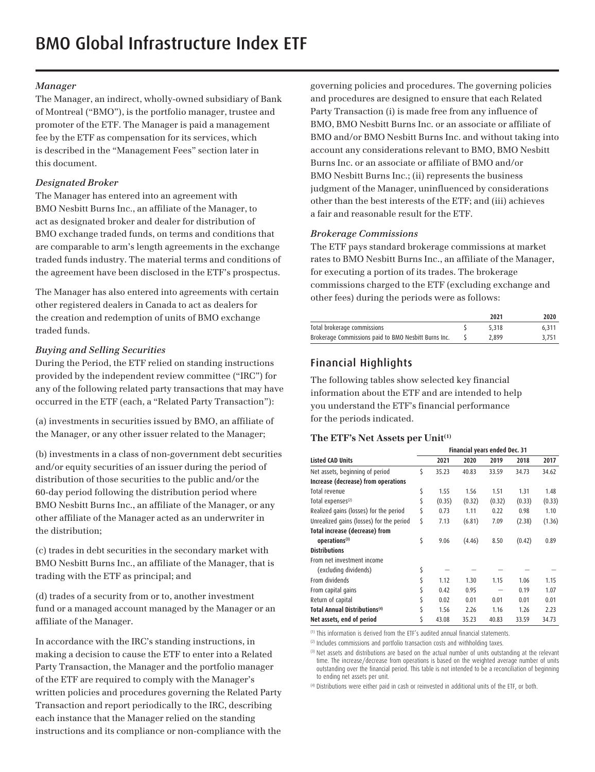# BMO Global Infrastructure Index ETF

### *Manager*

The Manager, an indirect, wholly-owned subsidiary of Bank of Montreal ("BMO"), is the portfolio manager, trustee and promoter of the ETF. The Manager is paid a management fee by the ETF as compensation for its services, which is described in the "Management Fees" section later in this document.

### *Designated Broker*

The Manager has entered into an agreement with BMO Nesbitt Burns Inc., an affiliate of the Manager, to act as designated broker and dealer for distribution of BMO exchange traded funds, on terms and conditions that are comparable to arm's length agreements in the exchange traded funds industry. The material terms and conditions of the agreement have been disclosed in the ETF's prospectus.

The Manager has also entered into agreements with certain other registered dealers in Canada to act as dealers for the creation and redemption of units of BMO exchange traded funds.

### *Buying and Selling Securities*

During the Period, the ETF relied on standing instructions provided by the independent review committee ("IRC") for any of the following related party transactions that may have occurred in the ETF (each, a "Related Party Transaction"):

(a) investments in securities issued by BMO, an affiliate of the Manager, or any other issuer related to the Manager;

(b) investments in a class of non-government debt securities and/or equity securities of an issuer during the period of distribution of those securities to the public and/or the 60-day period following the distribution period where BMO Nesbitt Burns Inc., an affiliate of the Manager, or any other affiliate of the Manager acted as an underwriter in the distribution;

(c) trades in debt securities in the secondary market with BMO Nesbitt Burns Inc., an affiliate of the Manager, that is trading with the ETF as principal; and

(d) trades of a security from or to, another investment fund or a managed account managed by the Manager or an affiliate of the Manager.

In accordance with the IRC's standing instructions, in making a decision to cause the ETF to enter into a Related Party Transaction, the Manager and the portfolio manager of the ETF are required to comply with the Manager's written policies and procedures governing the Related Party Transaction and report periodically to the IRC, describing each instance that the Manager relied on the standing instructions and its compliance or non-compliance with the governing policies and procedures. The governing policies and procedures are designed to ensure that each Related Party Transaction (i) is made free from any influence of BMO, BMO Nesbitt Burns Inc. or an associate or affiliate of BMO and/or BMO Nesbitt Burns Inc. and without taking into account any considerations relevant to BMO, BMO Nesbitt Burns Inc. or an associate or affiliate of BMO and/or BMO Nesbitt Burns Inc.; (ii) represents the business judgment of the Manager, uninfluenced by considerations other than the best interests of the ETF; and (iii) achieves a fair and reasonable result for the ETF.

### *Brokerage Commissions*

The ETF pays standard brokerage commissions at market rates to BMO Nesbitt Burns Inc., an affiliate of the Manager, for executing a portion of its trades. The brokerage commissions charged to the ETF (excluding exchange and other fees) during the periods were as follows:

| | | 2021 | 2020 |
|---|---|---|---|
| Total brokerage commissions | $ | 5,318 | 6,311 |
| Brokerage Commissions paid to BMO Nesbitt Burns Inc. | $ | 2,899 | 3,751 |

## Financial Highlights

The following tables show selected key financial information about the ETF and are intended to help you understand the ETF's financial performance for the periods indicated.

### The ETF's Net Assets per Unit[1]

| | | Financial years ended Dec. 31 | | | | |
|---|---|---|---|---|---|---|
| **Listed CAD Units** | | **2021** | **2020** | **2019** | **2018** | **2017** |
| Net assets, beginning of period | $ | 35.23 | 40.83 | 33.59 | 34.73 | 34.62 |
| **Increase (decrease) from operations** | | | | | | |
| Total revenue | $ | 1.55 | 1.56 | 1.51 | 1.31 | 1.48 |
| Total expenses[2] | $ | (0.35) | (0.32) | (0.32) | (0.33) | (0.33) |
| Realized gains (losses) for the period | $ | 0.73 | 1.11 | 0.22 | 0.98 | 1.10 |
| Unrealized gains (losses) for the period | $ | 7.13 | (6.81) | 7.09 | (2.38) | (1.36) |
| **Total increase (decrease) from operations[3]** | $ | 9.06 | (4.46) | 8.50 | (0.42) | 0.89 |
| **Distributions** | | | | | | |
| From net investment income (excluding dividends) | $ | — | — | — | — | — |
| From dividends | $ | 1.12 | 1.30 | 1.15 | 1.06 | 1.15 |
| From capital gains | $ | 0.42 | 0.95 | — | 0.19 | 1.07 |
| Return of capital | $ | 0.02 | 0.01 | 0.01 | 0.01 | 0.01 |
| **Total Annual Distributions[4]** | $ | 1.56 | 2.26 | 1.16 | 1.26 | 2.23 |
| **Net assets, end of period** | $ | 43.08 | 35.23 | 40.83 | 33.59 | 34.73 |

[1] This information is derived from the ETF's audited annual financial statements.

[2] Includes commissions and portfolio transaction costs and withholding taxes.

[3] Net assets and distributions are based on the actual number of units outstanding at the relevant time. The increase/decrease from operations is based on the weighted average number of units outstanding over the financial period. This table is not intended to be a reconciliation of beginning to ending net assets per unit.

[4] Distributions were either paid in cash or reinvested in additional units of the ETF, or both.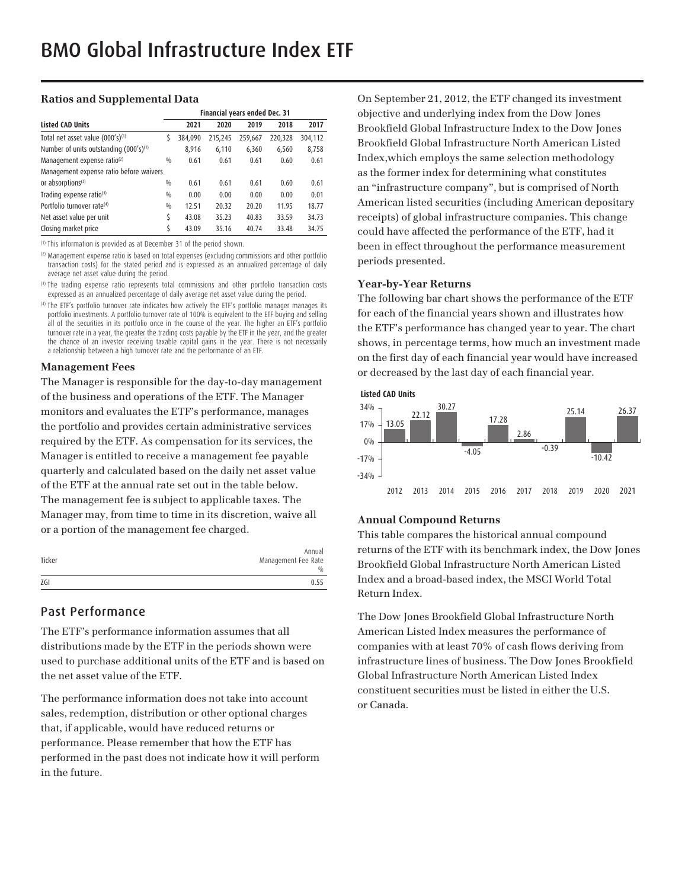# BMO Global Infrastructure Index ETF

### Ratios and Supplemental Data

| Listed CAD Units | | Financial years ended Dec. 31 | | | | |
|---|---|---|---|---|---|---|
| | | 2021 | 2020 | 2019 | 2018 | 2017 |
| Total net asset value (000's)[(1)] | $ | 384,090 | 215,245 | 259,667 | 220,328 | 304,112 |
| Number of units outstanding (000's)[(1)] | | 8,916 | 6,110 | 6,360 | 6,560 | 8,758 |
| Management expense ratio[(2)] | % | 0.61 | 0.61 | 0.61 | 0.60 | 0.61 |
| Management expense ratio before waivers or absorptions[(2)] | % | 0.61 | 0.61 | 0.61 | 0.60 | 0.61 |
| Trading expense ratio[(3)] | % | 0.00 | 0.00 | 0.00 | 0.00 | 0.01 |
| Portfolio turnover rate[(4)] | % | 12.51 | 20.32 | 20.20 | 11.95 | 18.77 |
| Net asset value per unit | $ | 43.08 | 35.23 | 40.83 | 33.59 | 34.73 |
| Closing market price | $ | 43.09 | 35.16 | 40.74 | 33.48 | 34.75 |

[(1)] This information is provided as at December 31 of the period shown.

[(2)] Management expense ratio is based on total expenses (excluding commissions and other portfolio transaction costs) for the stated period and is expressed as an annualized percentage of daily average net asset value during the period.

[(3)] The trading expense ratio represents total commissions and other portfolio transaction costs expressed as an annualized percentage of daily average net asset value during the period.

[(4)] The ETF's portfolio turnover rate indicates how actively the ETF's portfolio manager manages its portfolio investments. A portfolio turnover rate of 100% is equivalent to the ETF buying and selling all of the securities in its portfolio once in the course of the year. The higher an ETF's portfolio turnover rate in a year, the greater the trading costs payable by the ETF in the year, and the greater the chance of an investor receiving taxable capital gains in the year. There is not necessarily a relationship between a high turnover rate and the performance of an ETF.

### Management Fees

The Manager is responsible for the day-to-day management of the business and operations of the ETF. The Manager monitors and evaluates the ETF's performance, manages the portfolio and provides certain administrative services required by the ETF. As compensation for its services, the Manager is entitled to receive a management fee payable quarterly and calculated based on the daily net asset value of the ETF at the annual rate set out in the table below. The management fee is subject to applicable taxes. The Manager may, from time to time in its discretion, waive all or a portion of the management fee charged.

| Ticker | Annual Management Fee Rate % |
|---|---|
| ZGI | 0.55 |

## Past Performance

The ETF's performance information assumes that all distributions made by the ETF in the periods shown were used to purchase additional units of the ETF and is based on the net asset value of the ETF.

The performance information does not take into account sales, redemption, distribution or other optional charges that, if applicable, would have reduced returns or performance. Please remember that how the ETF has performed in the past does not indicate how it will perform in the future.

On September 21, 2012, the ETF changed its investment objective and underlying index from the Dow Jones Brookfield Global Infrastructure Index to the Dow Jones Brookfield Global Infrastructure North American Listed Index,which employs the same selection methodology as the former index for determining what constitutes an "infrastructure company", but is comprised of North American listed securities (including American depositary receipts) of global infrastructure companies. This change could have affected the performance of the ETF, had it been in effect throughout the performance measurement periods presented.

### Year-by-Year Returns

The following bar chart shows the performance of the ETF for each of the financial years shown and illustrates how the ETF's performance has changed year to year. The chart shows, in percentage terms, how much an investment made on the first day of each financial year would have increased or decreased by the last day of each financial year.

**Listed CAD Units**

| 2012 | 2013 | 2014 | 2015 | 2016 | 2017 | 2018 | 2019 | 2020 | 2021 |
|---|---|---|---|---|---|---|---|---|---|
| 13.05 | 22.12 | 30.27 | -4.05 | 17.28 | 2.86 | -0.39 | 25.14 | -10.42 | 26.37 |

### Annual Compound Returns

This table compares the historical annual compound returns of the ETF with its benchmark index, the Dow Jones Brookfield Global Infrastructure North American Listed Index and a broad-based index, the MSCI World Total Return Index.

The Dow Jones Brookfield Global Infrastructure North American Listed Index measures the performance of companies with at least 70% of cash flows deriving from infrastructure lines of business. The Dow Jones Brookfield Global Infrastructure North American Listed Index constituent securities must be listed in either the U.S. or Canada.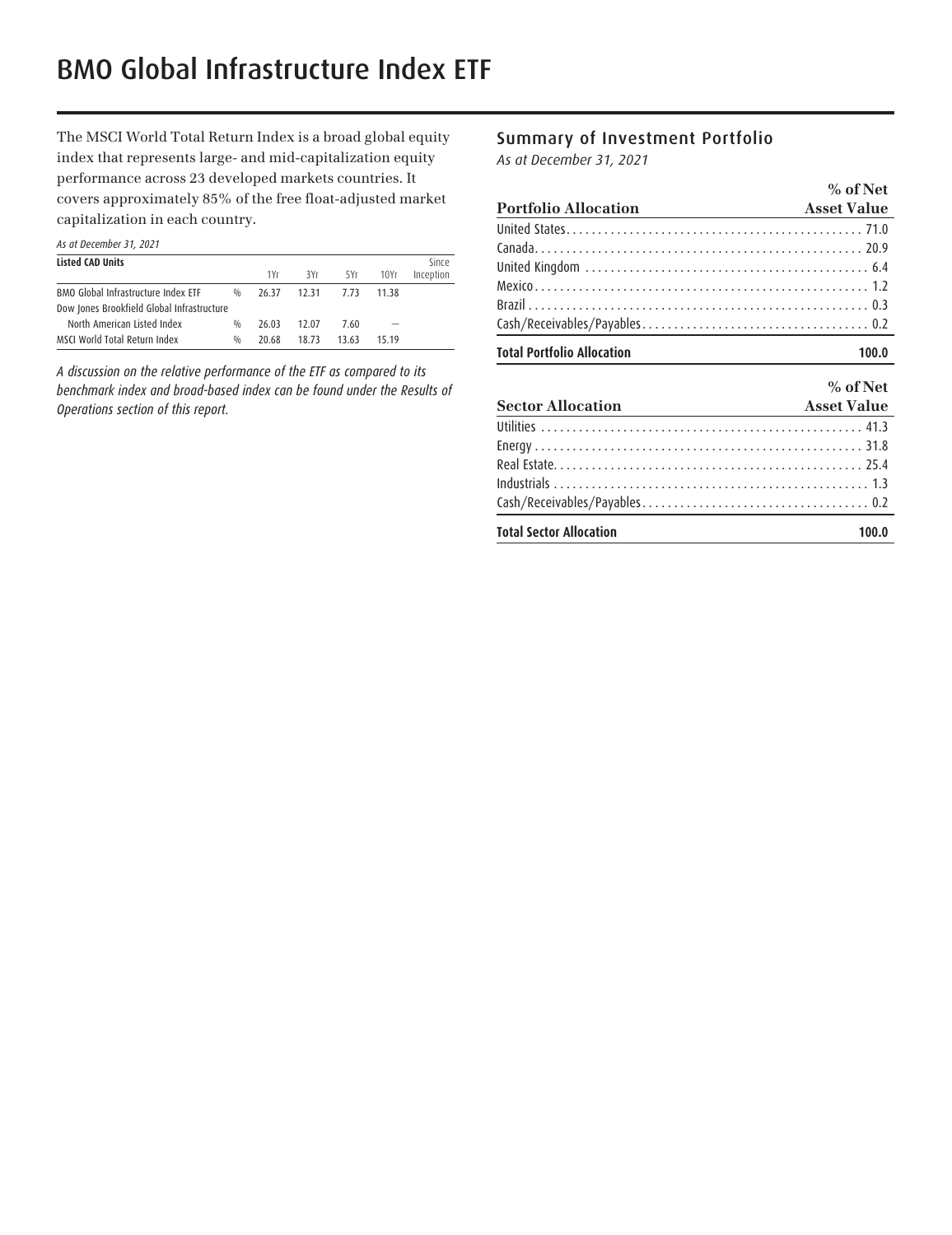# BMO Global Infrastructure Index ETF

The MSCI World Total Return Index is a broad global equity index that represents large- and mid-capitalization equity performance across 23 developed markets countries. It covers approximately 85% of the free float-adjusted market capitalization in each country.

*As at December 31, 2021*

| Listed CAD Units | | 1Yr | 3Yr | 5Yr | 10Yr | Since Inception |
|---|---|---|---|---|---|---|
| BMO Global Infrastructure Index ETF | % | 26.37 | 12.31 | 7.73 | 11.38 | |
| Dow Jones Brookfield Global Infrastructure North American Listed Index | % | 26.03 | 12.07 | 7.60 | — | |
| MSCI World Total Return Index | % | 20.68 | 18.73 | 13.63 | 15.19 | |

*A discussion on the relative performance of the ETF as compared to its benchmark index and broad-based index can be found under the Results of Operations section of this report.*

## Summary of Investment Portfolio

*As at December 31, 2021*

| Portfolio Allocation | % of Net Asset Value |
|---|---|
| United States | 71.0 |
| Canada | 20.9 |
| United Kingdom | 6.4 |
| Mexico | 1.2 |
| Brazil | 0.3 |
| Cash/Receivables/Payables | 0.2 |
| **Total Portfolio Allocation** | **100.0** |

| Sector Allocation | % of Net Asset Value |
|---|---|
| Utilities | 41.3 |
| Energy | 31.8 |
| Real Estate | 25.4 |
| Industrials | 1.3 |
| Cash/Receivables/Payables | 0.2 |
| **Total Sector Allocation** | **100.0** |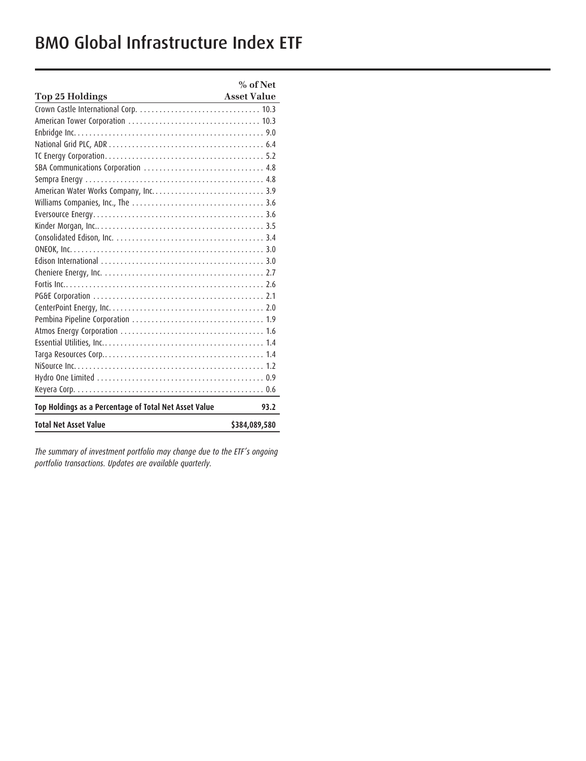# BMO Global Infrastructure Index ETF

| Top 25 Holdings | % of Net Asset Value |
| --- | --- |
| Crown Castle International Corp. | 10.3 |
| American Tower Corporation | 10.3 |
| Enbridge Inc. | 9.0 |
| National Grid PLC, ADR | 6.4 |
| TC Energy Corporation | 5.2 |
| SBA Communications Corporation | 4.8 |
| Sempra Energy | 4.8 |
| American Water Works Company, Inc. | 3.9 |
| Williams Companies, Inc., The | 3.6 |
| Eversource Energy | 3.6 |
| Kinder Morgan, Inc. | 3.5 |
| Consolidated Edison, Inc. | 3.4 |
| ONEOK, Inc. | 3.0 |
| Edison International | 3.0 |
| Cheniere Energy, Inc. | 2.7 |
| Fortis Inc. | 2.6 |
| PG&E Corporation | 2.1 |
| CenterPoint Energy, Inc. | 2.0 |
| Pembina Pipeline Corporation | 1.9 |
| Atmos Energy Corporation | 1.6 |
| Essential Utilities, Inc. | 1.4 |
| Targa Resources Corp. | 1.4 |
| NiSource Inc. | 1.2 |
| Hydro One Limited | 0.9 |
| Keyera Corp. | 0.6 |
| **Top Holdings as a Percentage of Total Net Asset Value** | **93.2** |
| **Total Net Asset Value** | **$384,089,580** |

*The summary of investment portfolio may change due to the ETF's ongoing portfolio transactions. Updates are available quarterly.*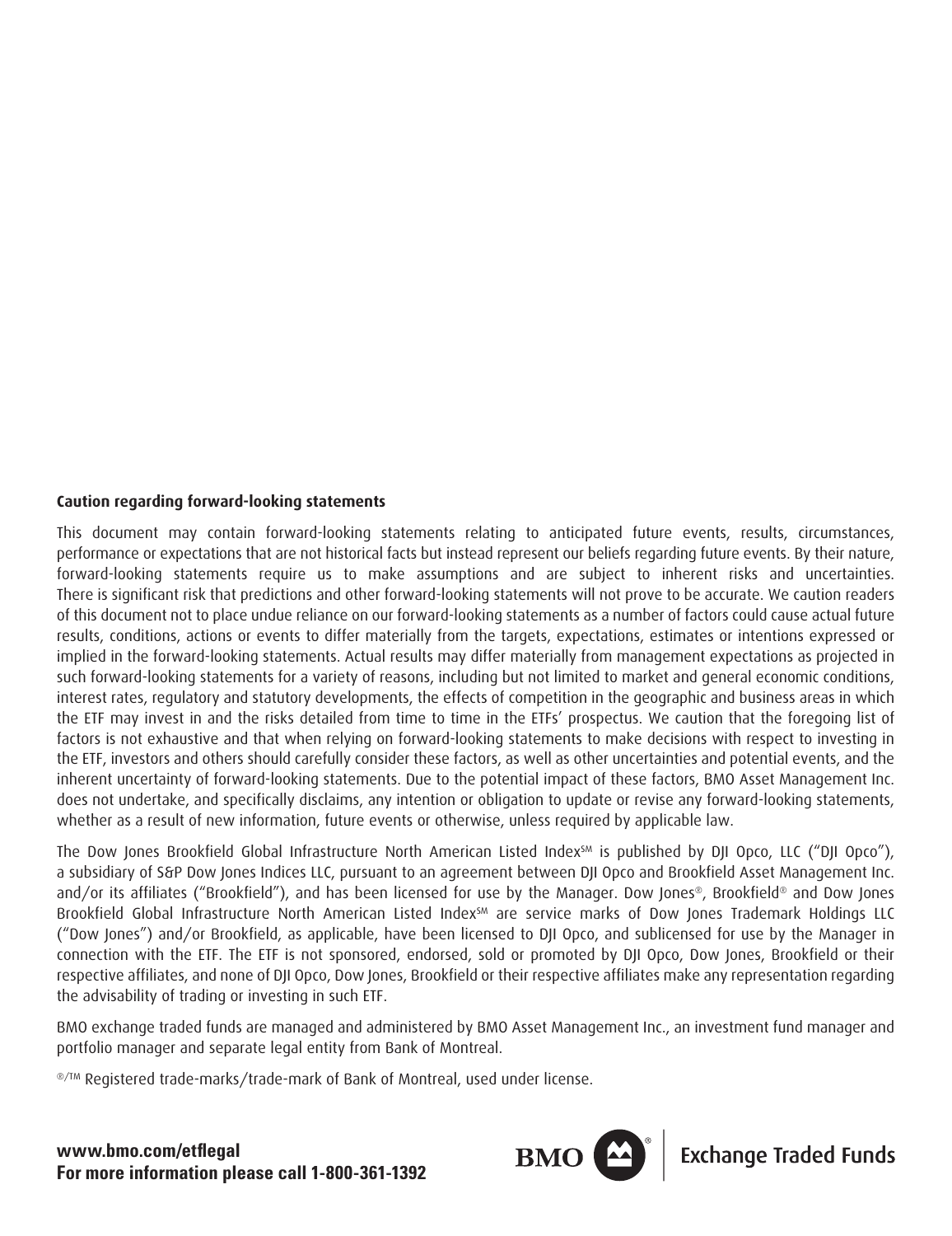**Caution regarding forward-looking statements**

This document may contain forward-looking statements relating to anticipated future events, results, circumstances, performance or expectations that are not historical facts but instead represent our beliefs regarding future events. By their nature, forward-looking statements require us to make assumptions and are subject to inherent risks and uncertainties. There is significant risk that predictions and other forward-looking statements will not prove to be accurate. We caution readers of this document not to place undue reliance on our forward-looking statements as a number of factors could cause actual future results, conditions, actions or events to differ materially from the targets, expectations, estimates or intentions expressed or implied in the forward-looking statements. Actual results may differ materially from management expectations as projected in such forward-looking statements for a variety of reasons, including but not limited to market and general economic conditions, interest rates, regulatory and statutory developments, the effects of competition in the geographic and business areas in which the ETF may invest in and the risks detailed from time to time in the ETFs' prospectus. We caution that the foregoing list of factors is not exhaustive and that when relying on forward-looking statements to make decisions with respect to investing in the ETF, investors and others should carefully consider these factors, as well as other uncertainties and potential events, and the inherent uncertainty of forward-looking statements. Due to the potential impact of these factors, BMO Asset Management Inc. does not undertake, and specifically disclaims, any intention or obligation to update or revise any forward-looking statements, whether as a result of new information, future events or otherwise, unless required by applicable law.

The Dow Jones Brookfield Global Infrastructure North American Listed Index℠ is published by DJI Opco, LLC ("DJI Opco"), a subsidiary of S&P Dow Jones Indices LLC, pursuant to an agreement between DJI Opco and Brookfield Asset Management Inc. and/or its affiliates ("Brookfield"), and has been licensed for use by the Manager. Dow Jones®, Brookfield® and Dow Jones Brookfield Global Infrastructure North American Listed Index℠ are service marks of Dow Jones Trademark Holdings LLC ("Dow Jones") and/or Brookfield, as applicable, have been licensed to DJI Opco, and sublicensed for use by the Manager in connection with the ETF. The ETF is not sponsored, endorsed, sold or promoted by DJI Opco, Dow Jones, Brookfield or their respective affiliates, and none of DJI Opco, Dow Jones, Brookfield or their respective affiliates make any representation regarding the advisability of trading or investing in such ETF.

BMO exchange traded funds are managed and administered by BMO Asset Management Inc., an investment fund manager and portfolio manager and separate legal entity from Bank of Montreal.

®/™ Registered trade-marks/trade-mark of Bank of Montreal, used under license.

**www.bmo.com/etflegal**
**For more information please call 1-800-361-1392**

BMO | Exchange Traded Funds